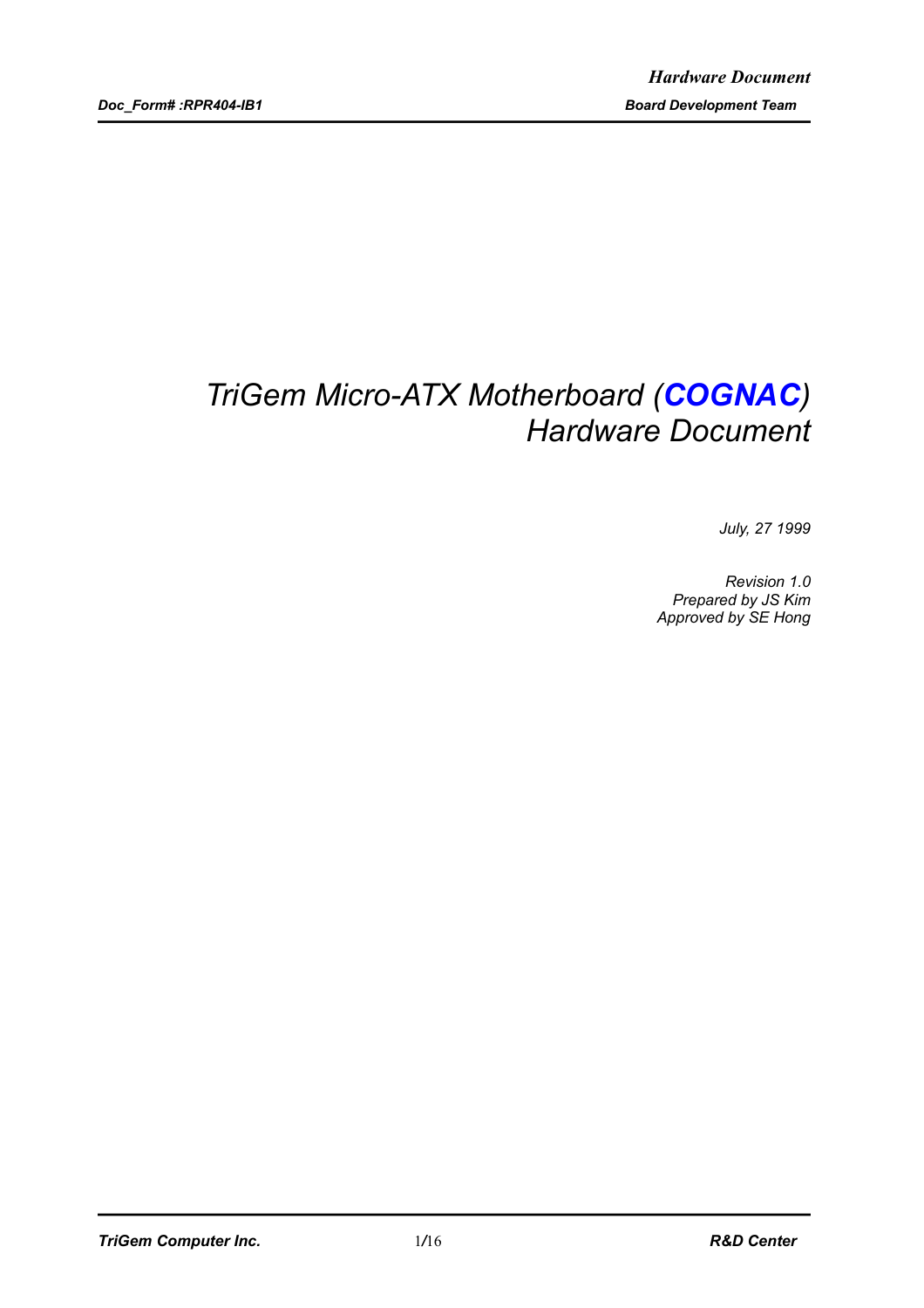# *TriGem Micro-ATX Motherboard (**COGNAC**) Hardware Document*

*July, 27 1999*

*Revision 1.0*
*Prepared by JS Kim*
*Approved by SE Hong*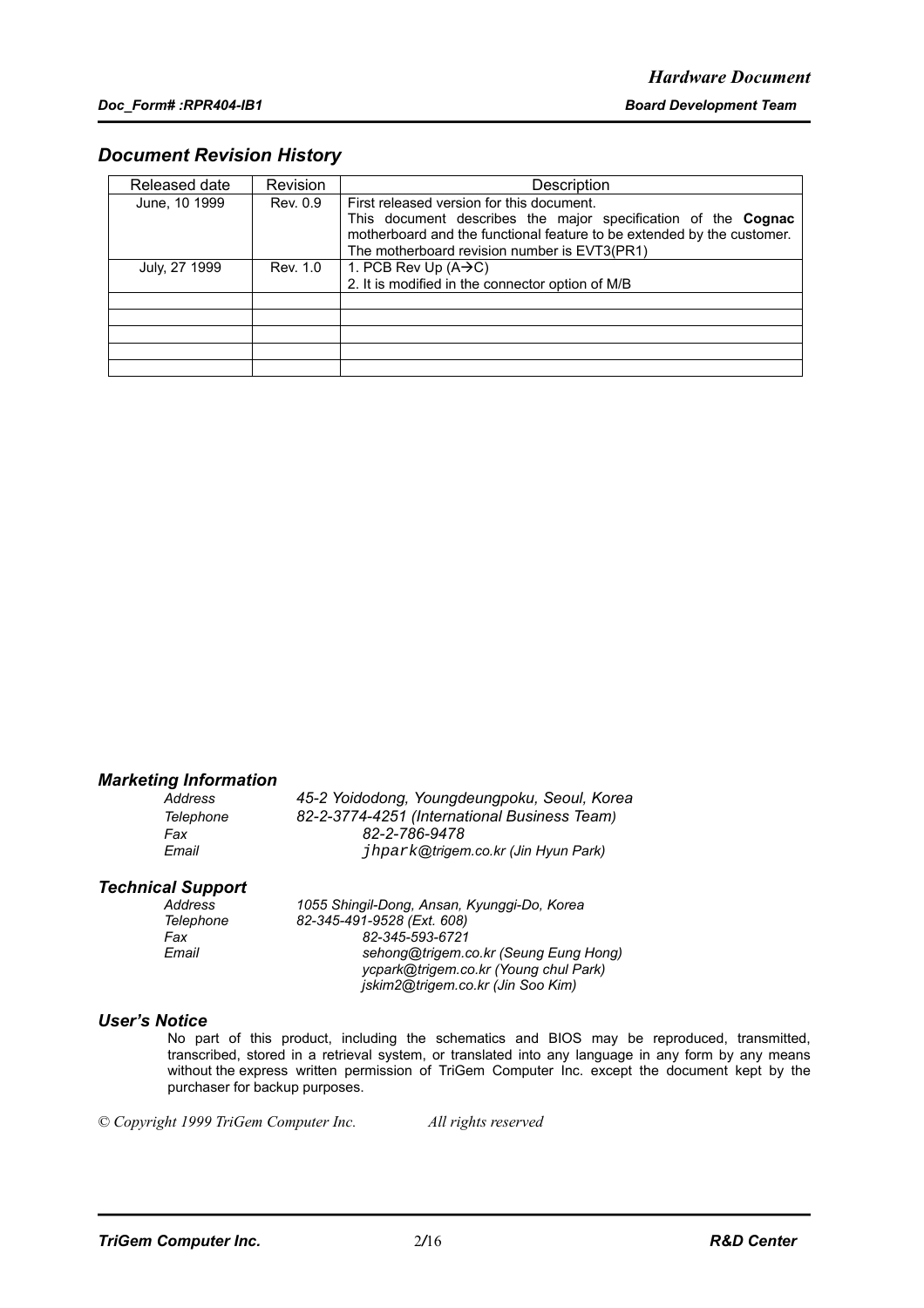## Document Revision History

| Released date | Revision | Description |
|---|---|---|
| June, 10 1999 | Rev. 0.9 | First released version for this document. This document describes the major specification of the **Cognac** motherboard and the functional feature to be extended by the customer. The motherboard revision number is EVT3(PR1) |
| July, 27 1999 | Rev. 1.0 | 1. PCB Rev Up (A→C) 2. It is modified in the connector option of M/B |
| | | |
| | | |
| | | |
| | | |
| | | |

### Marketing Information

| | |
|---|---|
| *Address* | *45-2 Yoidodong, Youngdeungpoku, Seoul, Korea* |
| *Telephone* | *82-2-3774-4251 (International Business Team)* |
| *Fax* | *82-2-786-9478* |
| *Email* | *jhpark@trigem.co.kr (Jin Hyun Park)* |

### Technical Support

| | |
|---|---|
| *Address* | *1055 Shingil-Dong, Ansan, Kyunggi-Do, Korea* |
| *Telephone* | *82-345-491-9528 (Ext. 608)* |
| *Fax* | *82-345-593-6721* |
| *Email* | *sehong@trigem.co.kr (Seung Eung Hong)* <br> *ycpark@trigem.co.kr (Young chul Park)* <br> *jskim2@trigem.co.kr (Jin Soo Kim)* |

### User's Notice

No part of this product, including the schematics and BIOS may be reproduced, transmitted, transcribed, stored in a retrieval system, or translated into any language in any form by any means without the express written permission of TriGem Computer Inc. except the document kept by the purchaser for backup purposes.

*© Copyright 1999 TriGem Computer Inc. All rights reserved*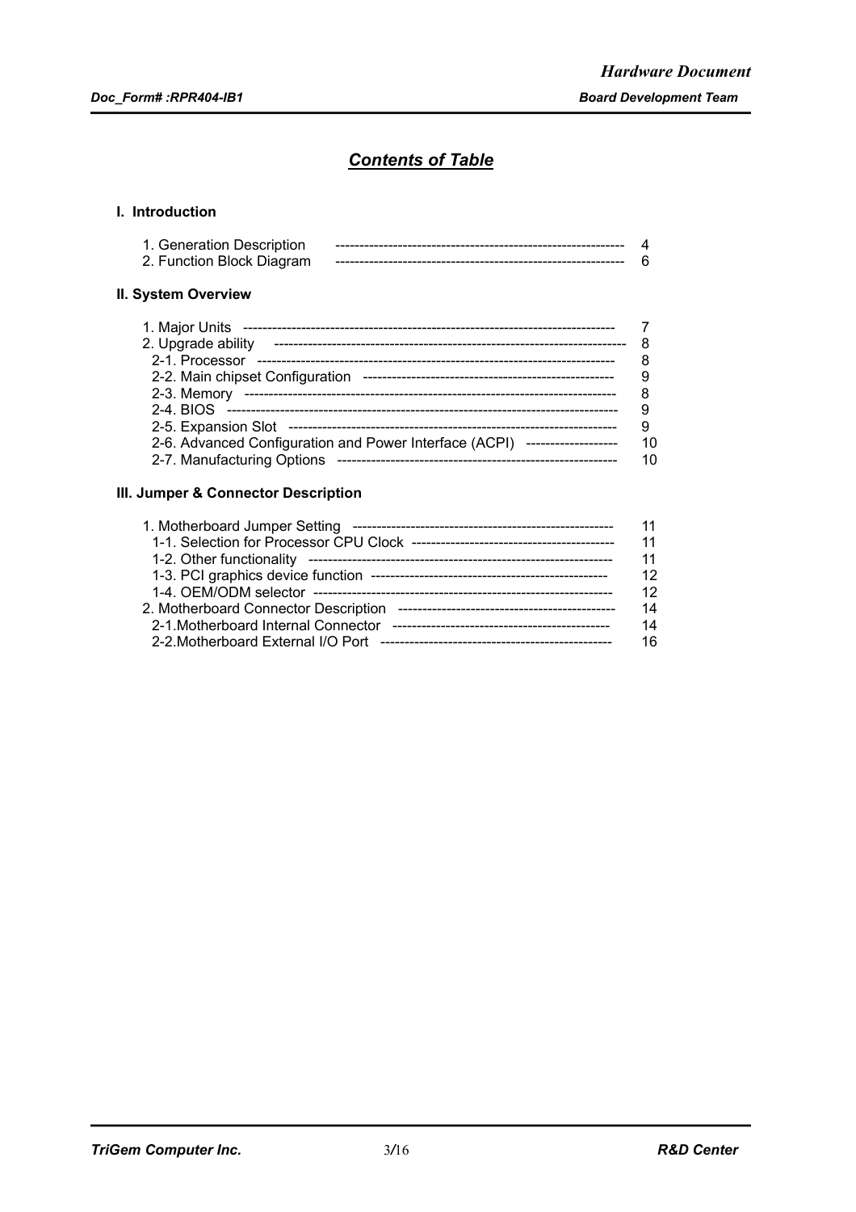## *Contents of Table*

### I. Introduction

| | |
|---|---|
| 1. Generation Description | 4 |
| 2. Function Block Diagram | 6 |

### II. System Overview

| | |
|---|---|
| 1. Major Units | 7 |
| 2. Upgrade ability | 8 |
| 2-1. Processor | 8 |
| 2-2. Main chipset Configuration | 9 |
| 2-3. Memory | 8 |
| 2-4. BIOS | 9 |
| 2-5. Expansion Slot | 9 |
| 2-6. Advanced Configuration and Power Interface (ACPI) | 10 |
| 2-7. Manufacturing Options | 10 |

### III. Jumper & Connector Description

| | |
|---|---|
| 1. Motherboard Jumper Setting | 11 |
| 1-1. Selection for Processor CPU Clock | 11 |
| 1-2. Other functionality | 11 |
| 1-3. PCI graphics device function | 12 |
| 1-4. OEM/ODM selector | 12 |
| 2. Motherboard Connector Description | 14 |
| 2-1.Motherboard Internal Connector | 14 |
| 2-2.Motherboard External I/O Port | 16 |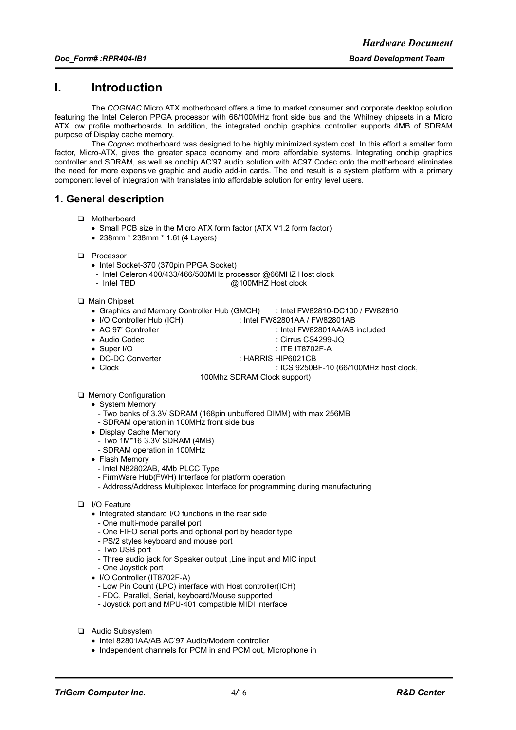# I. Introduction

The *COGNAC* Micro ATX motherboard offers a time to market consumer and corporate desktop solution featuring the Intel Celeron PPGA processor with 66/100MHz front side bus and the Whitney chipsets in a Micro ATX low profile motherboards. In addition, the integrated onchip graphics controller supports 4MB of SDRAM purpose of Display cache memory.

The *Cognac* motherboard was designed to be highly minimized system cost. In this effort a smaller form factor, Micro-ATX, gives the greater space economy and more affordable systems. Integrating onchip graphics controller and SDRAM, as well as onchip AC'97 audio solution with AC97 Codec onto the motherboard eliminates the need for more expensive graphic and audio add-in cards. The end result is a system platform with a primary component level of integration with translates into affordable solution for entry level users.

## 1. General description

- Motherboard
  - Small PCB size in the Micro ATX form factor (ATX V1.2 form factor)
  - 238mm * 238mm * 1.6t (4 Layers)

- Processor
  - Intel Socket-370 (370pin PPGA Socket)
    - Intel Celeron 400/433/466/500MHz processor @66MHZ Host clock
    - Intel TBD @100MHZ Host clock

- Main Chipset
  - Graphics and Memory Controller Hub (GMCH) : Intel FW82810-DC100 / FW82810
  - I/O Controller Hub (ICH) : Intel FW82801AA / FW82801AB
  - AC 97' Controller : Intel FW82801AA/AB included
  - Audio Codec : Cirrus CS4299-JQ
  - Super I/O : ITE IT8702F-A
  - DC-DC Converter : HARRIS HIP6021CB
  - Clock : ICS 9250BF-10 (66/100MHz host clock, 100Mhz SDRAM Clock support)

- Memory Configuration
  - System Memory
    - Two banks of 3.3V SDRAM (168pin unbuffered DIMM) with max 256MB
    - SDRAM operation in 100MHz front side bus
  - Display Cache Memory
    - Two 1M*16 3.3V SDRAM (4MB)
    - SDRAM operation in 100MHz
  - Flash Memory
    - Intel N82802AB, 4Mb PLCC Type
    - FirmWare Hub(FWH) Interface for platform operation
    - Address/Address Multiplexed Interface for programming during manufacturing

- I/O Feature
  - Integrated standard I/O functions in the rear side
    - One multi-mode parallel port
    - One FIFO serial ports and optional port by header type
    - PS/2 styles keyboard and mouse port
    - Two USB port
    - Three audio jack for Speaker output ,Line input and MIC input
    - One Joystick port
  - I/O Controller (IT8702F-A)
    - Low Pin Count (LPC) interface with Host controller(ICH)
    - FDC, Parallel, Serial, keyboard/Mouse supported
    - Joystick port and MPU-401 compatible MIDI interface

- Audio Subsystem
  - Intel 82801AA/AB AC'97 Audio/Modem controller
  - Independent channels for PCM in and PCM out, Microphone in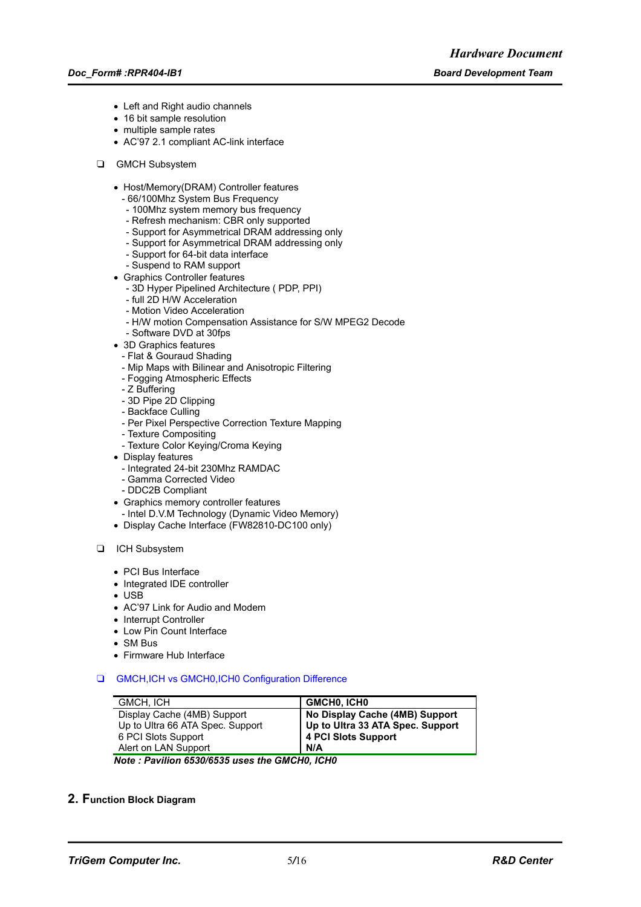- Left and Right audio channels
- 16 bit sample resolution
- multiple sample rates
- AC'97 2.1 compliant AC-link interface

❑ GMCH Subsystem

- Host/Memory(DRAM) Controller features
  - 66/100Mhz System Bus Frequency
  - 100Mhz system memory bus frequency
  - Refresh mechanism: CBR only supported
  - Support for Asymmetrical DRAM addressing only
  - Support for Asymmetrical DRAM addressing only
  - Support for 64-bit data interface
  - Suspend to RAM support
- Graphics Controller features
  - 3D Hyper Pipelined Architecture ( PDP, PPI)
  - full 2D H/W Acceleration
  - Motion Video Acceleration
  - H/W motion Compensation Assistance for S/W MPEG2 Decode
  - Software DVD at 30fps
- 3D Graphics features
  - Flat & Gouraud Shading
  - Mip Maps with Bilinear and Anisotropic Filtering
  - Fogging Atmospheric Effects
  - Z Buffering
  - 3D Pipe 2D Clipping
  - Backface Culling
  - Per Pixel Perspective Correction Texture Mapping
  - Texture Compositing
  - Texture Color Keying/Croma Keying
- Display features
  - Integrated 24-bit 230Mhz RAMDAC
  - Gamma Corrected Video
  - DDC2B Compliant
- Graphics memory controller features
  - Intel D.V.M Technology (Dynamic Video Memory)
- Display Cache Interface (FW82810-DC100 only)

❑ ICH Subsystem

- PCI Bus Interface
- Integrated IDE controller
- USB
- AC'97 Link for Audio and Modem
- Interrupt Controller
- Low Pin Count Interface
- SM Bus
- Firmware Hub Interface

❑ GMCH,ICH vs GMCH0,ICH0 Configuration Difference

| GMCH, ICH | **GMCH0, ICH0** |
|---|---|
| Display Cache (4MB) Support | **No Display Cache (4MB) Support** |
| Up to Ultra 66 ATA Spec. Support | **Up to Ultra 33 ATA Spec. Support** |
| 6 PCI Slots Support | **4 PCI Slots Support** |
| Alert on LAN Support | **N/A** |

***Note : Pavilion 6530/6535 uses the GMCH0, ICH0***

## 2. Function Block Diagram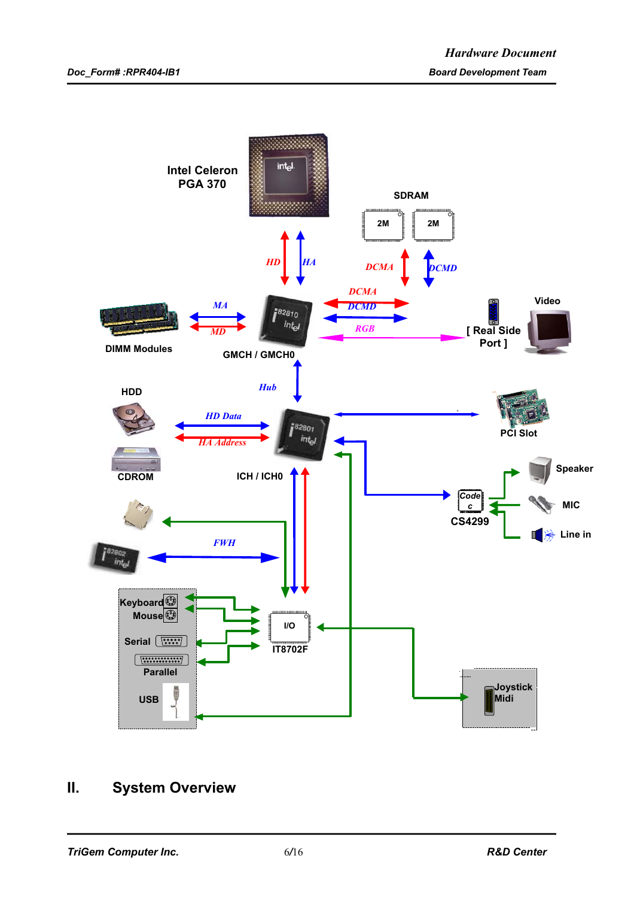Intel Celeron
PGA 370

SDRAM

2M 2M

HD HA

DCMA DCMD

MA

MD

DIMM Modules

DCMA
DCMD

RGB

GMCH / GMCH0

[ Real Side Port ]

Video

Hub

HDD

HD Data

HA Address

CDROM

ICH / ICH0

PCI Slot

Codec

CS4299

Speaker

MIC

Line in

FWH

Keyboard

Mouse

Serial

Parallel

USB

I/O

IT8702F

Joystick
Midi

## II. System Overview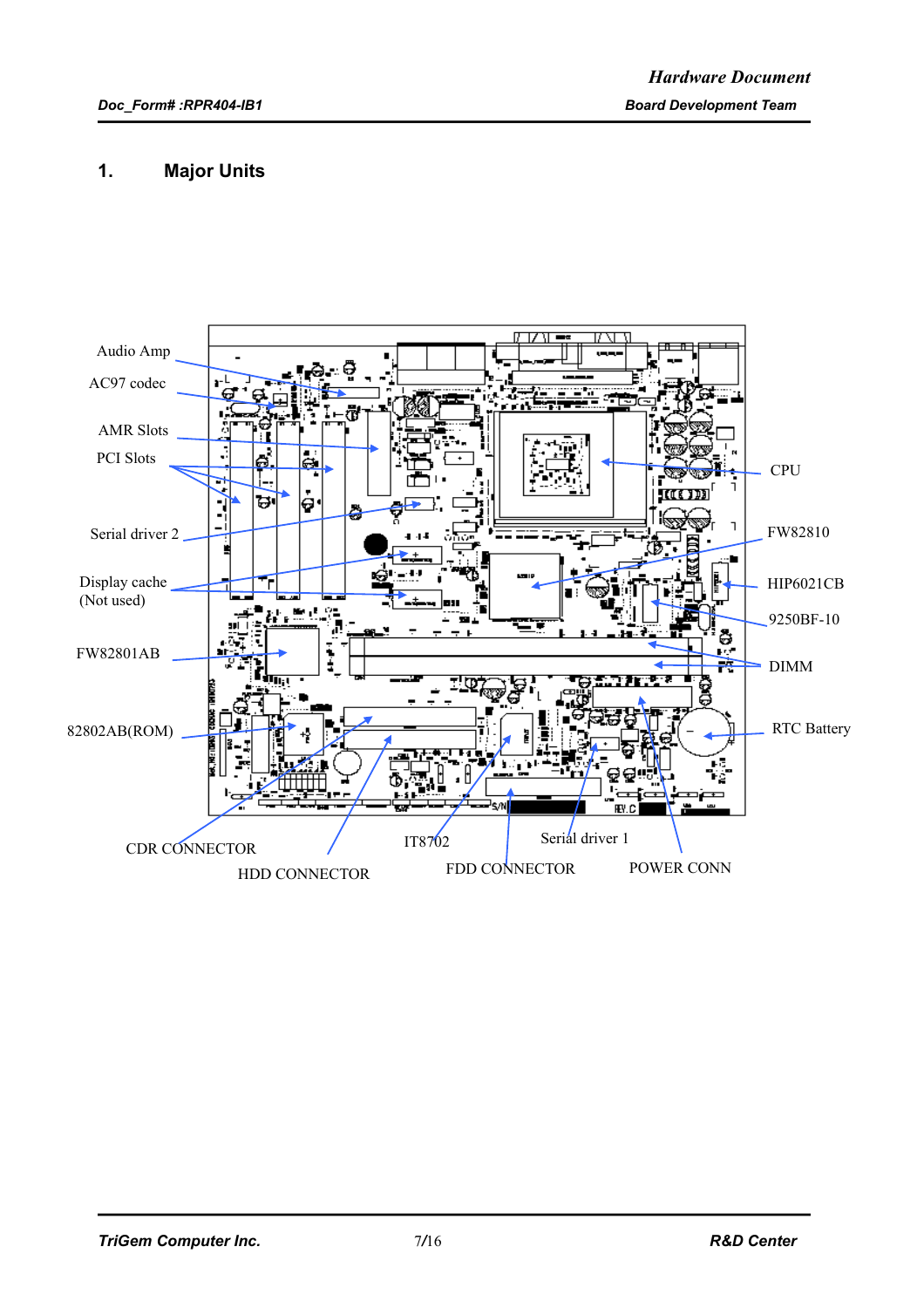# 1. Major Units

Audio Amp

AC97 codec

AMR Slots

PCI Slots

Serial driver 2

Display cache
(Not used)

FW82801AB

82802AB(ROM)

CDR CONNECTOR

HDD CONNECTOR

IT8702

FDD CONNECTOR

Serial driver 1

POWER CONN

CPU

FW82810

HIP6021CB

9250BF-10

DIMM

RTC Battery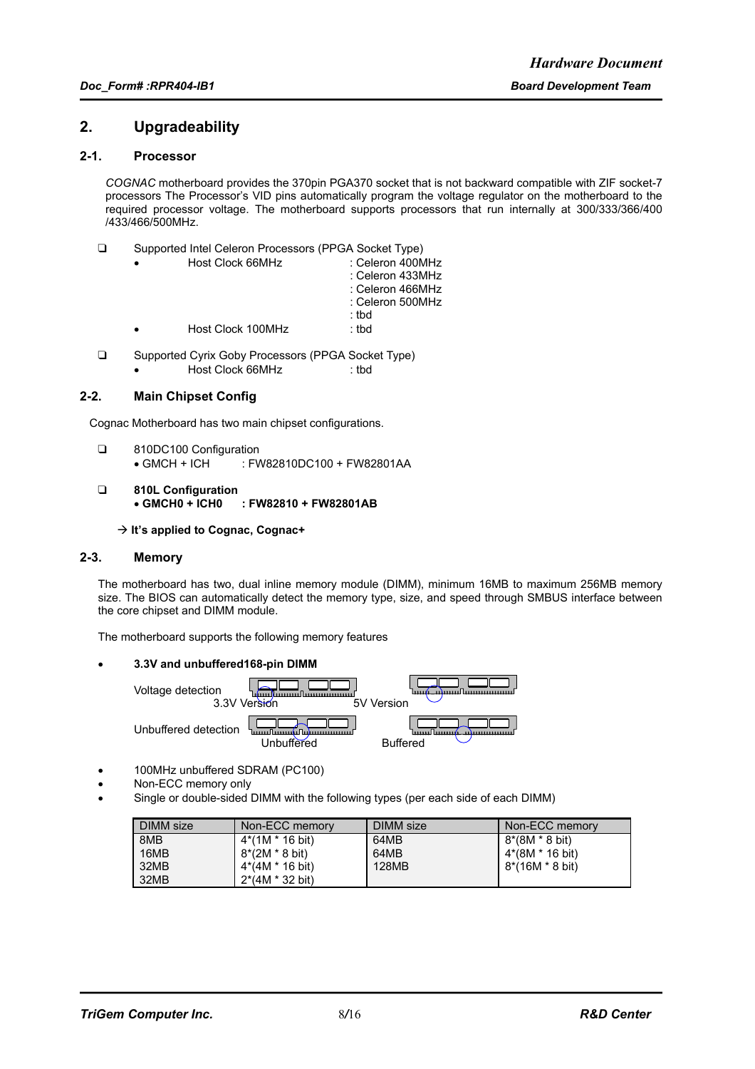# 2. Upgradeability

## 2-1. Processor

*COGNAC* motherboard provides the 370pin PGA370 socket that is not backward compatible with ZIF socket-7 processors The Processor's VID pins automatically program the voltage regulator on the motherboard to the required processor voltage. The motherboard supports processors that run internally at 300/333/366/400 /433/466/500MHz.

- ❑ Supported Intel Celeron Processors (PPGA Socket Type)
  - Host Clock 66MHz : Celeron 400MHz
    : Celeron 433MHz
    : Celeron 466MHz
    : Celeron 500MHz
    : tbd
  - Host Clock 100MHz : tbd

- ❑ Supported Cyrix Goby Processors (PPGA Socket Type)
  - Host Clock 66MHz : tbd

## 2-2. Main Chipset Config

Cognac Motherboard has two main chipset configurations.

- ❑ 810DC100 Configuration
  - GMCH + ICH : FW82810DC100 + FW82801AA

- ❑ **810L Configuration**
  - **GMCH0 + ICH0 : FW82810 + FW82801AB**

**→ It's applied to Cognac, Cognac+**

## 2-3. Memory

The motherboard has two, dual inline memory module (DIMM), minimum 16MB to maximum 256MB memory size. The BIOS can automatically detect the memory type, size, and speed through SMBUS interface between the core chipset and DIMM module.

The motherboard supports the following memory features

- **3.3V and unbuffered168-pin DIMM**

Voltage detection: 3.3V Version / 5V Version

Unbuffered detection: Unbuffered / Buffered

- 100MHz unbuffered SDRAM (PC100)
- Non-ECC memory only
- Single or double-sided DIMM with the following types (per each side of each DIMM)

| DIMM size | Non-ECC memory | DIMM size | Non-ECC memory |
|---|---|---|---|
| 8MB | 4*(1M * 16 bit) | 64MB | 8*(8M * 8 bit) |
| 16MB | 8*(2M * 8 bit) | 64MB | 4*(8M * 16 bit) |
| 32MB | 4*(4M * 16 bit) | 128MB | 8*(16M * 8 bit) |
| 32MB | 2*(4M * 32 bit) | | |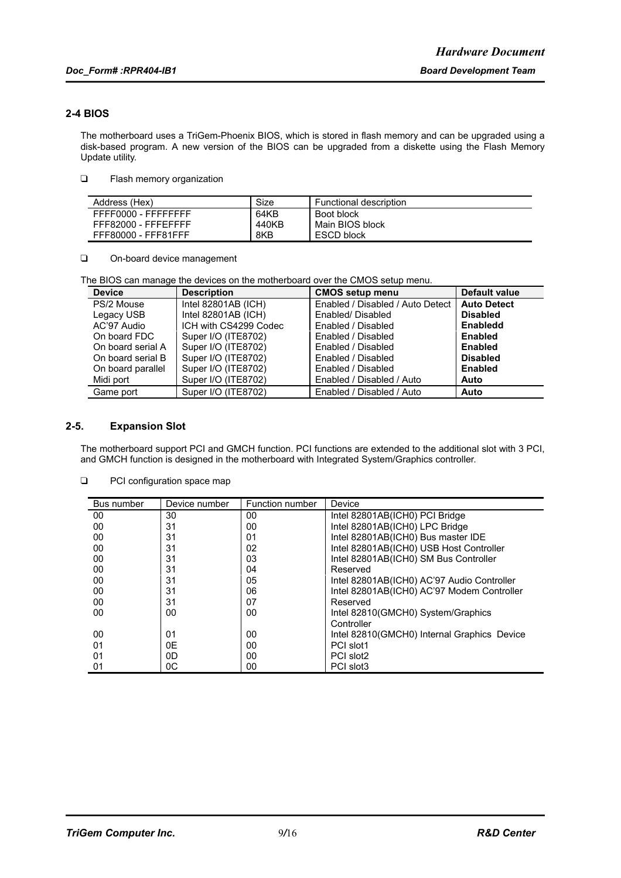## 2-4 BIOS

The motherboard uses a TriGem-Phoenix BIOS, which is stored in flash memory and can be upgraded using a disk-based program. A new version of the BIOS can be upgraded from a diskette using the Flash Memory Update utility.

- Flash memory organization

| Address (Hex) | Size | Functional description |
|---|---|---|
| FFFF0000 - FFFFFFFF | 64KB | Boot block |
| FFF82000 - FFFEFFFF | 440KB | Main BIOS block |
| FFF80000 - FFF81FFF | 8KB | ESCD block |

- On-board device management

The BIOS can manage the devices on the motherboard over the CMOS setup menu.

| Device | Description | CMOS setup menu | Default value |
|---|---|---|---|
| PS/2 Mouse | Intel 82801AB (ICH) | Enabled / Disabled / Auto Detect | **Auto Detect** |
| Legacy USB | Intel 82801AB (ICH) | Enabled/ Disabled | **Disabled** |
| AC'97 Audio | ICH with CS4299 Codec | Enabled / Disabled | **Enabledd** |
| On board FDC | Super I/O (ITE8702) | Enabled / Disabled | **Enabled** |
| On board serial A | Super I/O (ITE8702) | Enabled / Disabled | **Enabled** |
| On board serial B | Super I/O (ITE8702) | Enabled / Disabled | **Disabled** |
| On board parallel | Super I/O (ITE8702) | Enabled / Disabled | **Enabled** |
| Midi port | Super I/O (ITE8702) | Enabled / Disabled / Auto | **Auto** |
| Game port | Super I/O (ITE8702) | Enabled / Disabled / Auto | **Auto** |

## 2-5. Expansion Slot

The motherboard support PCI and GMCH function. PCI functions are extended to the additional slot with 3 PCI, and GMCH function is designed in the motherboard with Integrated System/Graphics controller.

- PCI configuration space map

| Bus number | Device number | Function number | Device |
|---|---|---|---|
| 00 | 30 | 00 | Intel 82801AB(ICH0) PCI Bridge |
| 00 | 31 | 00 | Intel 82801AB(ICH0) LPC Bridge |
| 00 | 31 | 01 | Intel 82801AB(ICH0) Bus master IDE |
| 00 | 31 | 02 | Intel 82801AB(ICH0) USB Host Controller |
| 00 | 31 | 03 | Intel 82801AB(ICH0) SM Bus Controller |
| 00 | 31 | 04 | Reserved |
| 00 | 31 | 05 | Intel 82801AB(ICH0) AC'97 Audio Controller |
| 00 | 31 | 06 | Intel 82801AB(ICH0) AC'97 Modem Controller |
| 00 | 31 | 07 | Reserved |
| 00 | 00 | 00 | Intel 82810(GMCH0) System/Graphics Controller |
| 00 | 01 | 00 | Intel 82810(GMCH0) Internal Graphics Device |
| 01 | 0E | 00 | PCI slot1 |
| 01 | 0D | 00 | PCI slot2 |
| 01 | 0C | 00 | PCI slot3 |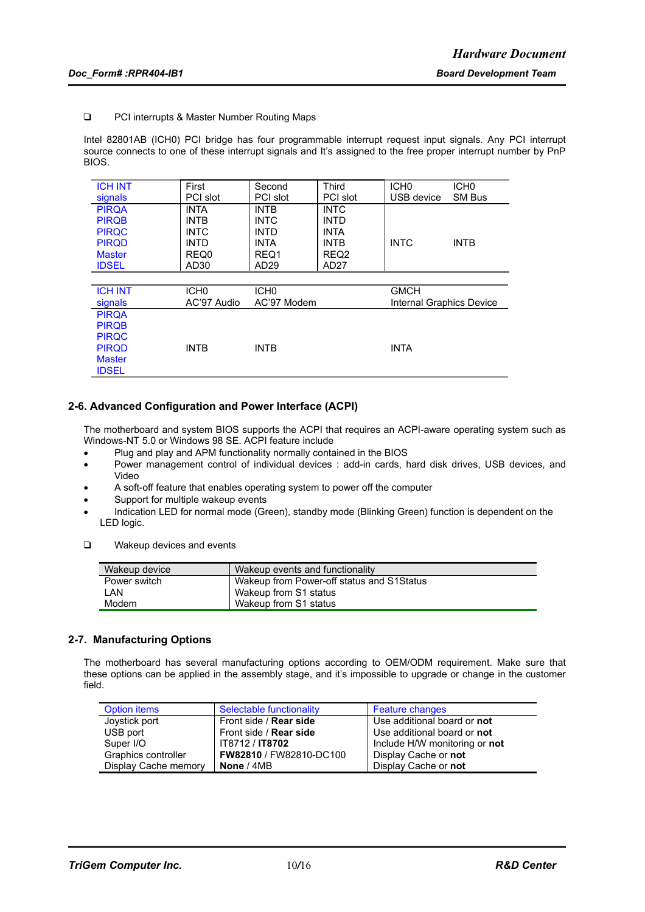- PCI interrupts & Master Number Routing Maps

Intel 82801AB (ICH0) PCI bridge has four programmable interrupt request input signals. Any PCI interrupt source connects to one of these interrupt signals and It's assigned to the free proper interrupt number by PnP BIOS.

| ICH INT signals | First PCI slot | Second PCI slot | Third PCI slot | ICH0 USB device | ICH0 SM Bus |
|---|---|---|---|---|---|
| PIRQA | INTA | INTB | INTC | | |
| PIRQB | INTB | INTC | INTD | | |
| PIRQC | INTC | INTD | INTA | | |
| PIRQD | INTD | INTA | INTB | INTC | INTB |
| Master | REQ0 | REQ1 | REQ2 | | |
| IDSEL | AD30 | AD29 | AD27 | | |

| ICH INT signals | ICH0 AC'97 Audio | ICH0 AC'97 Modem | GMCH Internal Graphics Device |
|---|---|---|---|
| PIRQA | | | |
| PIRQB | | | |
| PIRQC | | | |
| PIRQD | INTB | INTB | INTA |
| Master | | | |
| IDSEL | | | |

## 2-6. Advanced Configuration and Power Interface (ACPI)

The motherboard and system BIOS supports the ACPI that requires an ACPI-aware operating system such as Windows-NT 5.0 or Windows 98 SE. ACPI feature include

- Plug and play and APM functionality normally contained in the BIOS
- Power management control of individual devices : add-in cards, hard disk drives, USB devices, and Video
- A soft-off feature that enables operating system to power off the computer
- Support for multiple wakeup events
- Indication LED for normal mode (Green), standby mode (Blinking Green) function is dependent on the LED logic.

- Wakeup devices and events

| Wakeup device | Wakeup events and functionality |
|---|---|
| Power switch | Wakeup from Power-off status and S1Status |
| LAN | Wakeup from S1 status |
| Modem | Wakeup from S1 status |

## 2-7. Manufacturing Options

The motherboard has several manufacturing options according to OEM/ODM requirement. Make sure that these options can be applied in the assembly stage, and it's impossible to upgrade or change in the customer field.

| Option items | Selectable functionality | Feature changes |
|---|---|---|
| Joystick port | Front side / **Rear side** | Use additional board or **not** |
| USB port | Front side / **Rear side** | Use additional board or **not** |
| Super I/O | IT8712 / **IT8702** | Include H/W monitoring or **not** |
| Graphics controller | **FW82810** / FW82810-DC100 | Display Cache or **not** |
| Display Cache memory | **None** / 4MB | Display Cache or **not** |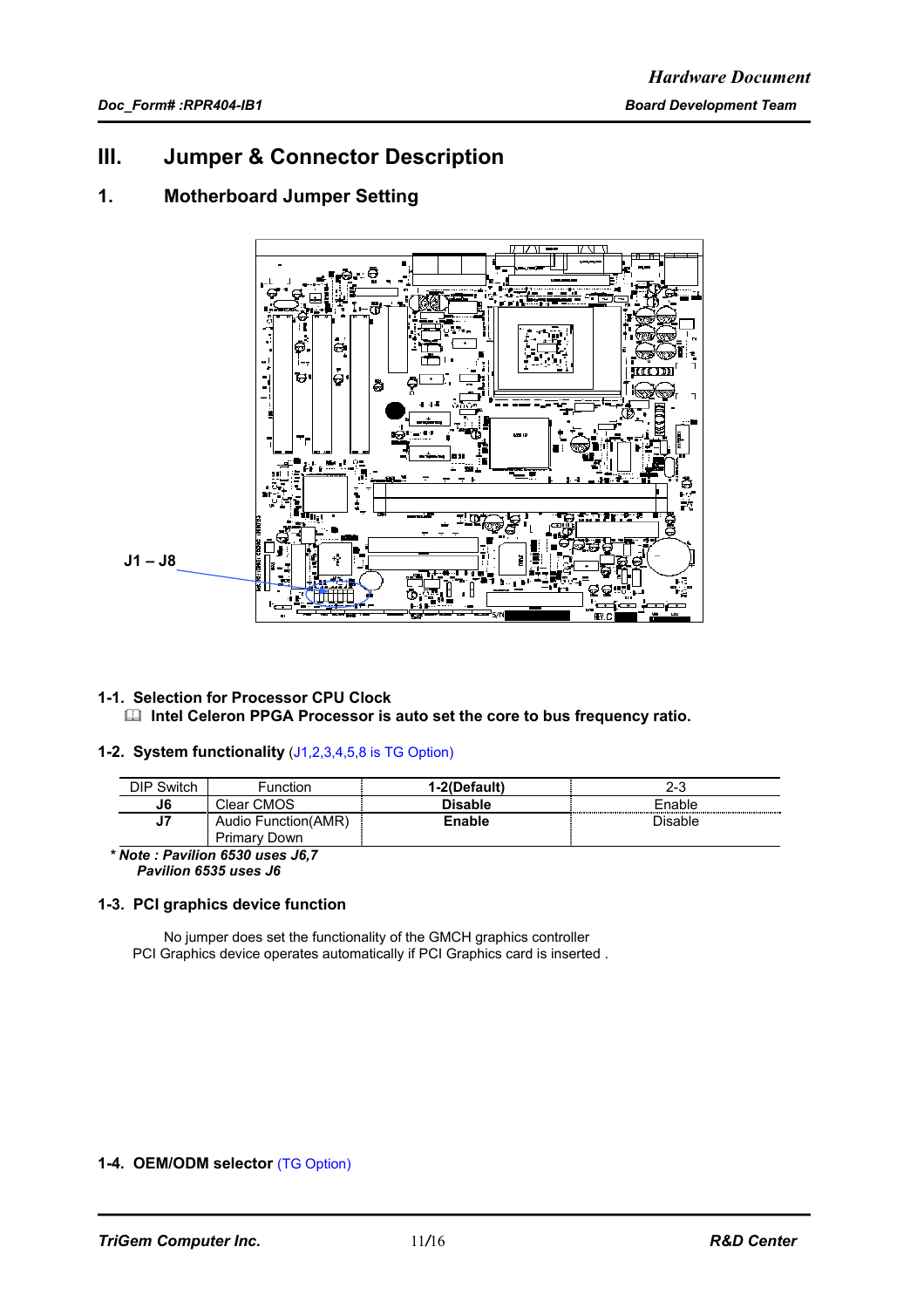# III. Jumper & Connector Description

## 1. Motherboard Jumper Setting

J1 – J8

### 1-1. Selection for Processor CPU Clock

📖 **Intel Celeron PPGA Processor is auto set the core to bus frequency ratio.**

### 1-2. System functionality (J1,2,3,4,5,8 is TG Option)

| DIP Switch | Function | 1-2(Default) | 2-3 |
|---|---|---|---|
| **J6** | Clear CMOS | **Disable** | Enable |
| **J7** | Audio Function(AMR) Primary Down | **Enable** | Disable |

***\* Note : Pavilion 6530 uses J6,7***
***Pavilion 6535 uses J6***

### 1-3. PCI graphics device function

No jumper does set the functionality of the GMCH graphics controller
PCI Graphics device operates automatically if PCI Graphics card is inserted .

### 1-4. OEM/ODM selector (TG Option)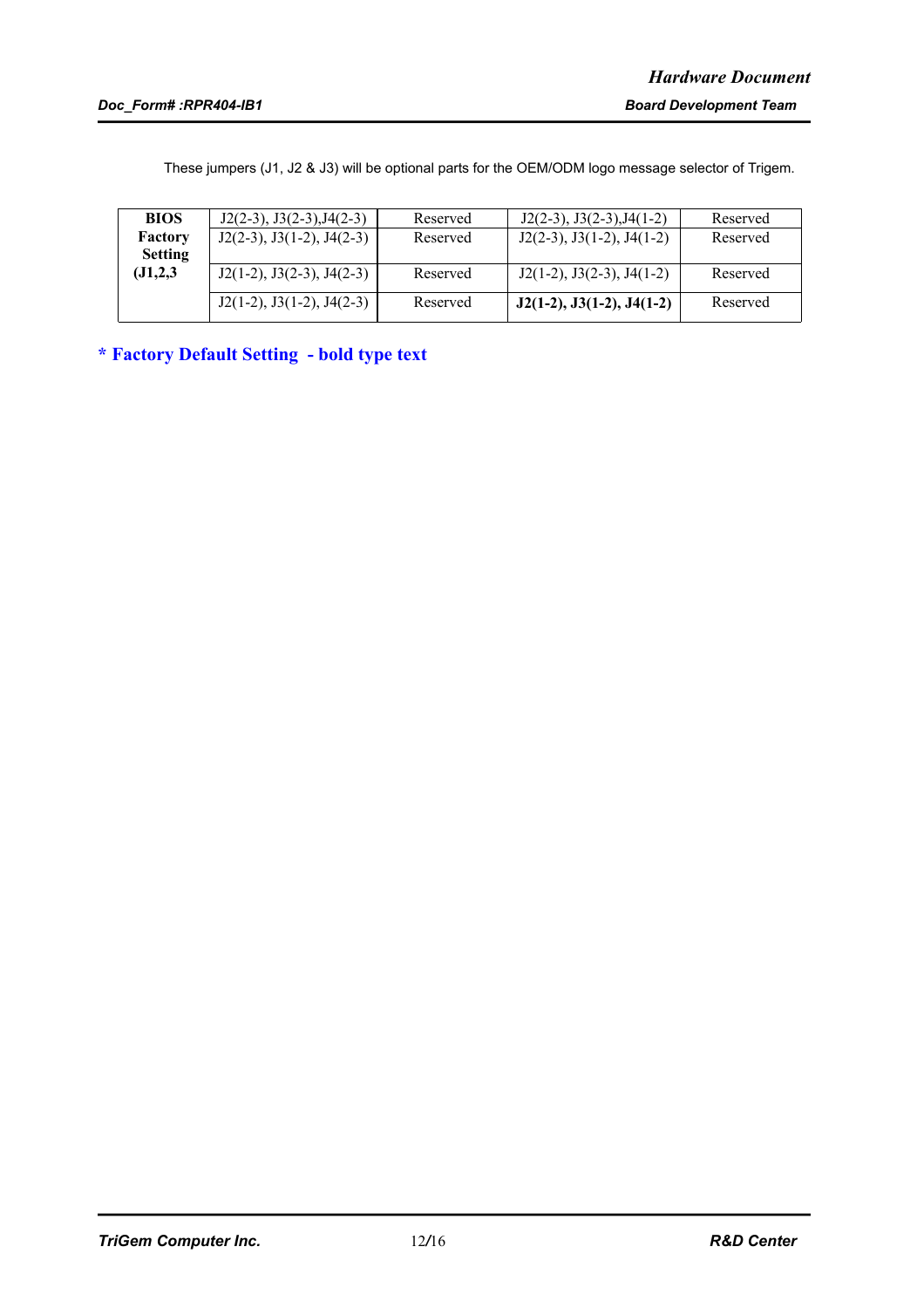These jumpers (J1, J2 & J3) will be optional parts for the OEM/ODM logo message selector of Trigem.

| **BIOS Factory Setting (J1,2,3** | J2(2-3), J3(2-3),J4(2-3) | Reserved | J2(2-3), J3(2-3),J4(1-2) | Reserved |
|---|---|---|---|---|
| | J2(2-3), J3(1-2), J4(2-3) | Reserved | J2(2-3), J3(1-2), J4(1-2) | Reserved |
| | J2(1-2), J3(2-3), J4(2-3) | Reserved | J2(1-2), J3(2-3), J4(1-2) | Reserved |
| | J2(1-2), J3(1-2), J4(2-3) | Reserved | **J2(1-2), J3(1-2), J4(1-2)** | Reserved |

**\* Factory Default Setting - bold type text**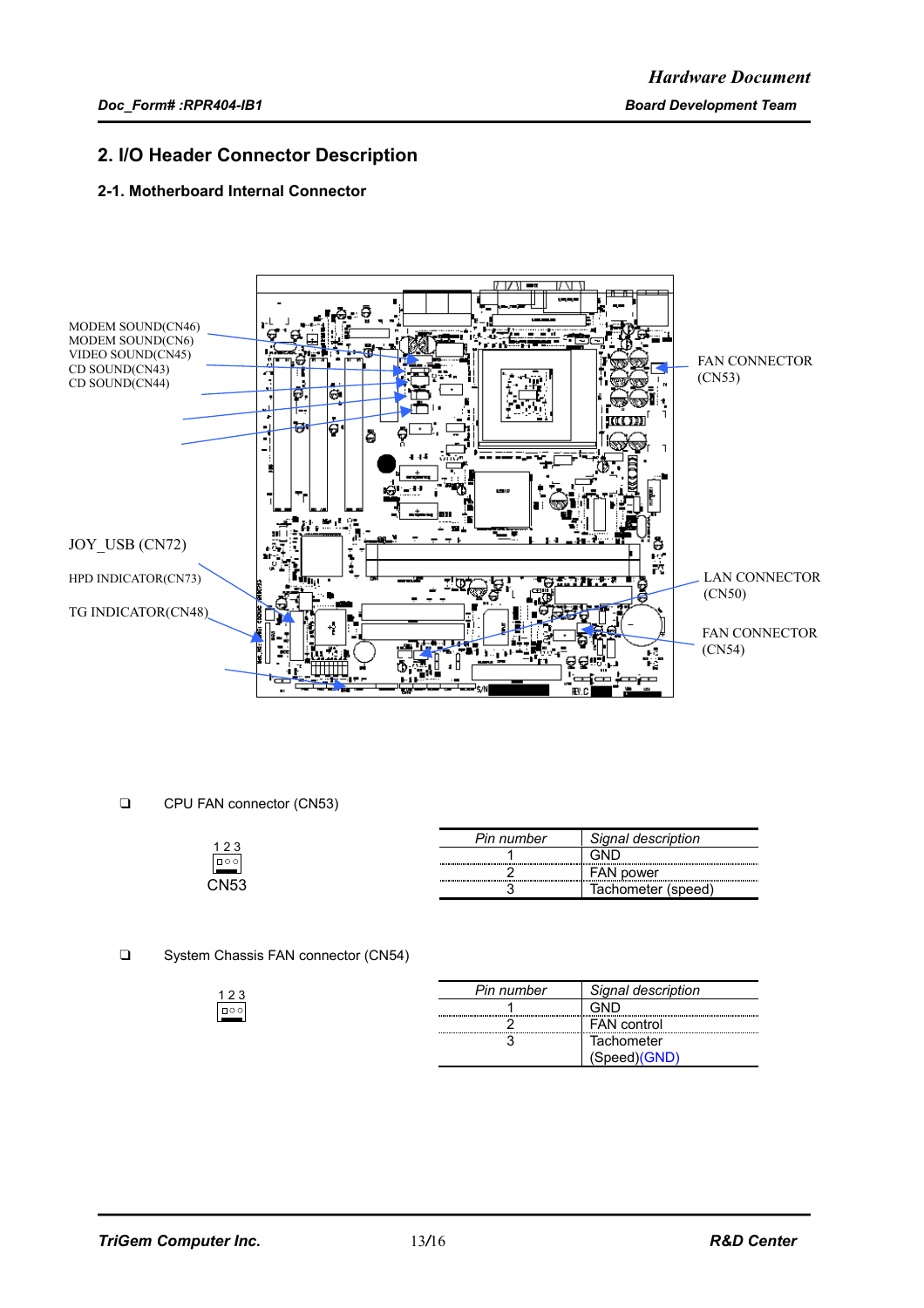## 2. I/O Header Connector Description

### 2-1. Motherboard Internal Connector

MODEM SOUND(CN46)
MODEM SOUND(CN6)
VIDEO SOUND(CN45)
CD SOUND(CN43)
CD SOUND(CN44)

FAN CONNECTOR (CN53)

JOY_USB (CN72)

HPD INDICATOR(CN73)

TG INDICATOR(CN48)

LAN CONNECTOR (CN50)

FAN CONNECTOR (CN54)

- CPU FAN connector (CN53)

1 2 3

CN53

| Pin number | Signal description |
|---|---|
| 1 | GND |
| 2 | FAN power |
| 3 | Tachometer (speed) |

- System Chassis FAN connector (CN54)

1 2 3

| Pin number | Signal description |
|---|---|
| 1 | GND |
| 2 | FAN control |
| 3 | Tachometer (Speed)(GND) |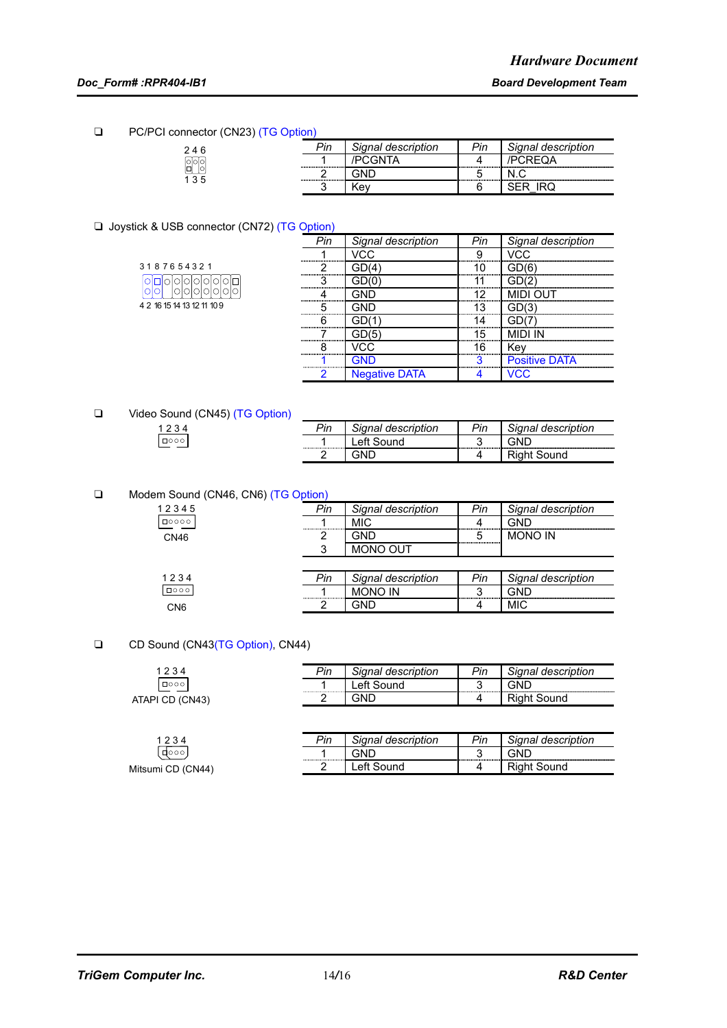- PC/PCI connector (CN23) (TG Option)

2 4 6

1 3 5

| Pin | Signal description | Pin | Signal description |
|---|---|---|---|
| 1 | /PCGNTA | 4 | /PCREQA |
| 2 | GND | 5 | N.C |
| 3 | Key | 6 | SER_IRQ |

- Joystick & USB connector (CN72) (TG Option)

3 1 8 7 6 5 4 3 2 1

4 2 16 15 14 13 12 11 10 9

| Pin | Signal description | Pin | Signal description |
|---|---|---|---|
| 1 | VCC | 9 | VCC |
| 2 | GD(4) | 10 | GD(6) |
| 3 | GD(0) | 11 | GD(2) |
| 4 | GND | 12 | MIDI OUT |
| 5 | GND | 13 | GD(3) |
| 6 | GD(1) | 14 | GD(7) |
| 7 | GD(5) | 15 | MIDI IN |
| 8 | VCC | 16 | Key |
| 1 | GND | 3 | Positive DATA |
| 2 | Negative DATA | 4 | VCC |

- Video Sound (CN45) (TG Option)

1 2 3 4

| Pin | Signal description | Pin | Signal description |
|---|---|---|---|
| 1 | Left Sound | 3 | GND |
| 2 | GND | 4 | Right Sound |

- Modem Sound (CN46, CN6) (TG Option)

1 2 3 4 5

CN46

| Pin | Signal description | Pin | Signal description |
|---|---|---|---|
| 1 | MIC | 4 | GND |
| 2 | GND | 5 | MONO IN |
| 3 | MONO OUT | | |

1 2 3 4

CN6

| Pin | Signal description | Pin | Signal description |
|---|---|---|---|
| 1 | MONO IN | 3 | GND |
| 2 | GND | 4 | MIC |

- CD Sound (CN43(TG Option), CN44)

1 2 3 4

ATAPI CD (CN43)

| Pin | Signal description | Pin | Signal description |
|---|---|---|---|
| 1 | Left Sound | 3 | GND |
| 2 | GND | 4 | Right Sound |

1 2 3 4

Mitsumi CD (CN44)

| Pin | Signal description | Pin | Signal description |
|---|---|---|---|
| 1 | GND | 3 | GND |
| 2 | Left Sound | 4 | Right Sound |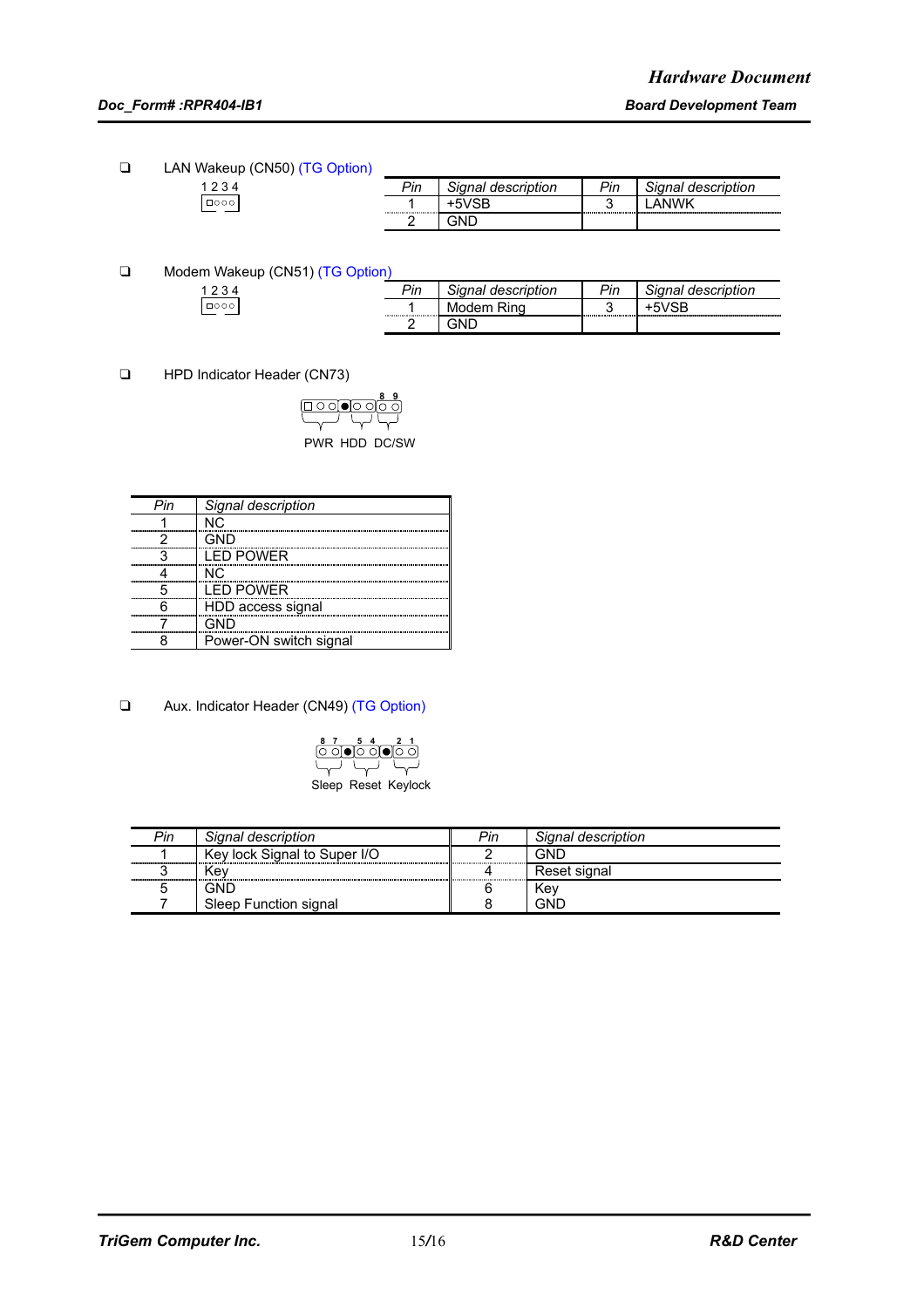- LAN Wakeup (CN50) (TG Option)

1 2 3 4

| Pin | Signal description | Pin | Signal description |
|---|---|---|---|
| 1 | +5VSB | 3 | LANWK |
| 2 | GND | | |

- Modem Wakeup (CN51) (TG Option)

1 2 3 4

| Pin | Signal description | Pin | Signal description |
|---|---|---|---|
| 1 | Modem Ring | 3 | +5VSB |
| 2 | GND | | |

- HPD Indicator Header (CN73)

8 9

PWR HDD DC/SW

| Pin | Signal description |
|---|---|
| 1 | NC |
| 2 | GND |
| 3 | LED POWER |
| 4 | NC |
| 5 | LED POWER |
| 6 | HDD access signal |
| 7 | GND |
| 8 | Power-ON switch signal |

- Aux. Indicator Header (CN49) (TG Option)

8 7 5 4 2 1

Sleep Reset Keylock

| Pin | Signal description | Pin | Signal description |
|---|---|---|---|
| 1 | Key lock Signal to Super I/O | 2 | GND |
| 3 | Key | 4 | Reset signal |
| 5 | GND | 6 | Key |
| 7 | Sleep Function signal | 8 | GND |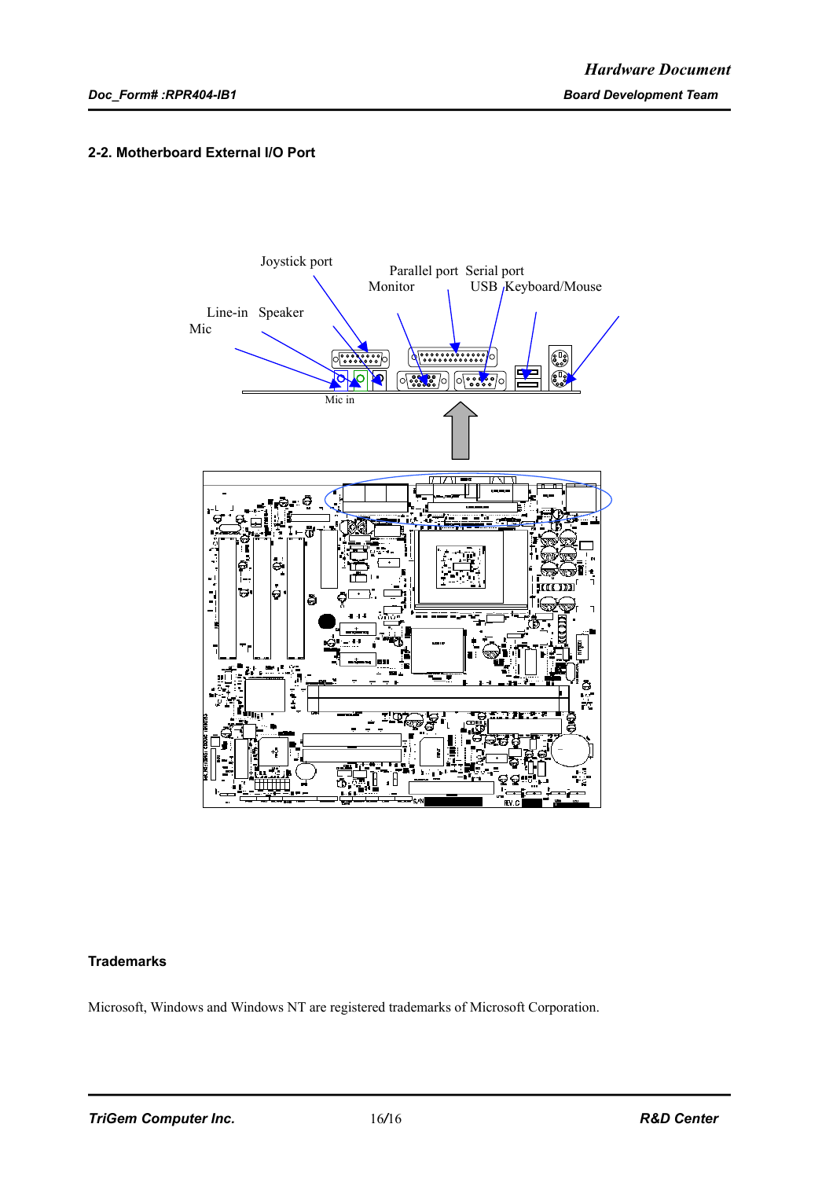## 2-2. Motherboard External I/O Port

Joystick port

Parallel port Serial port

Monitor

USB Keyboard/Mouse

Line-in Speaker

Mic

Mic in

## Trademarks

Microsoft, Windows and Windows NT are registered trademarks of Microsoft Corporation.